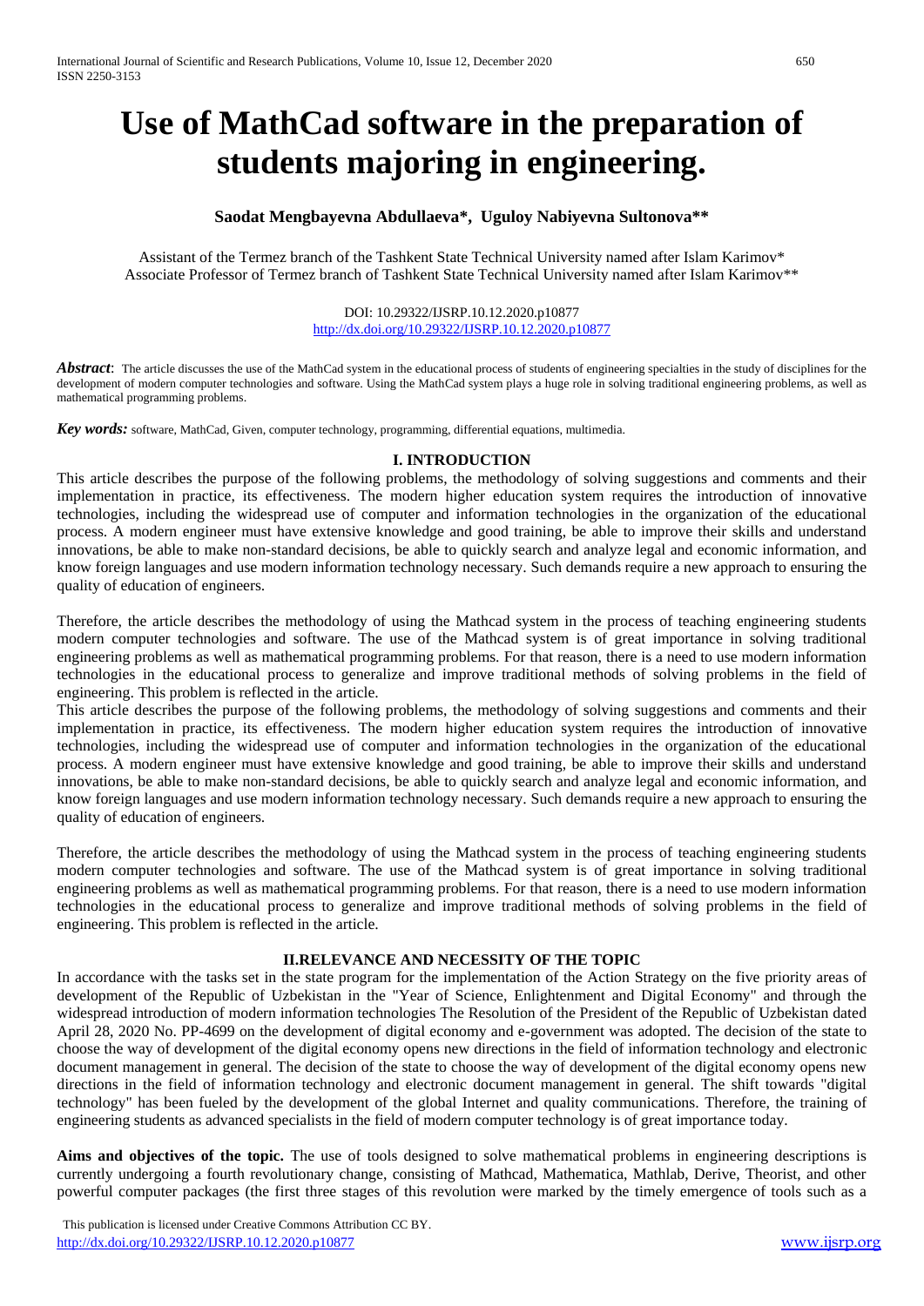# Use of MathCad software in the preparation of students majoring in engineering.

**Saodat Mengbayevna Abdullaeva\*, Uguloy Nabiyevna Sultonova\*\***

Assistant of the Termez branch of the Tashkent State Technical University named after Islam Karimov\*
Associate Professor of Termez branch of Tashkent State Technical University named after Islam Karimov\*\*

DOI: 10.29322/IJSRP.10.12.2020.p10877
http://dx.doi.org/10.29322/IJSRP.10.12.2020.p10877

***Abstract***: The article discusses the use of the MathCad system in the educational process of students of engineering specialties in the study of disciplines for the development of modern computer technologies and software. Using the MathCad system plays a huge role in solving traditional engineering problems, as well as mathematical programming problems.

***Key words:*** software, MathCad, Given, computer technology, programming, differential equations, multimedia.

## I. INTRODUCTION

This article describes the purpose of the following problems, the methodology of solving suggestions and comments and their implementation in practice, its effectiveness. The modern higher education system requires the introduction of innovative technologies, including the widespread use of computer and information technologies in the organization of the educational process. A modern engineer must have extensive knowledge and good training, be able to improve their skills and understand innovations, be able to make non-standard decisions, be able to quickly search and analyze legal and economic information, and know foreign languages and use modern information technology necessary. Such demands require a new approach to ensuring the quality of education of engineers.

Therefore, the article describes the methodology of using the Mathcad system in the process of teaching engineering students modern computer technologies and software. The use of the Mathcad system is of great importance in solving traditional engineering problems as well as mathematical programming problems. For that reason, there is a need to use modern information technologies in the educational process to generalize and improve traditional methods of solving problems in the field of engineering. This problem is reflected in the article.
This article describes the purpose of the following problems, the methodology of solving suggestions and comments and their implementation in practice, its effectiveness. The modern higher education system requires the introduction of innovative technologies, including the widespread use of computer and information technologies in the organization of the educational process. A modern engineer must have extensive knowledge and good training, be able to improve their skills and understand innovations, be able to make non-standard decisions, be able to quickly search and analyze legal and economic information, and know foreign languages and use modern information technology necessary. Such demands require a new approach to ensuring the quality of education of engineers.

Therefore, the article describes the methodology of using the Mathcad system in the process of teaching engineering students modern computer technologies and software. The use of the Mathcad system is of great importance in solving traditional engineering problems as well as mathematical programming problems. For that reason, there is a need to use modern information technologies in the educational process to generalize and improve traditional methods of solving problems in the field of engineering. This problem is reflected in the article.

## II.RELEVANCE AND NECESSITY OF THE TOPIC

In accordance with the tasks set in the state program for the implementation of the Action Strategy on the five priority areas of development of the Republic of Uzbekistan in the "Year of Science, Enlightenment and Digital Economy" and through the widespread introduction of modern information technologies The Resolution of the President of the Republic of Uzbekistan dated April 28, 2020 No. PP-4699 on the development of digital economy and e-government was adopted. The decision of the state to choose the way of development of the digital economy opens new directions in the field of information technology and electronic document management in general. The decision of the state to choose the way of development of the digital economy opens new directions in the field of information technology and electronic document management in general. The shift towards "digital technology" has been fueled by the development of the global Internet and quality communications. Therefore, the training of engineering students as advanced specialists in the field of modern computer technology is of great importance today.

**Aims and objectives of the topic.** The use of tools designed to solve mathematical problems in engineering descriptions is currently undergoing a fourth revolutionary change, consisting of Mathcad, Mathematica, Mathlab, Derive, Theorist, and other powerful computer packages (the first three stages of this revolution were marked by the timely emergence of tools such as a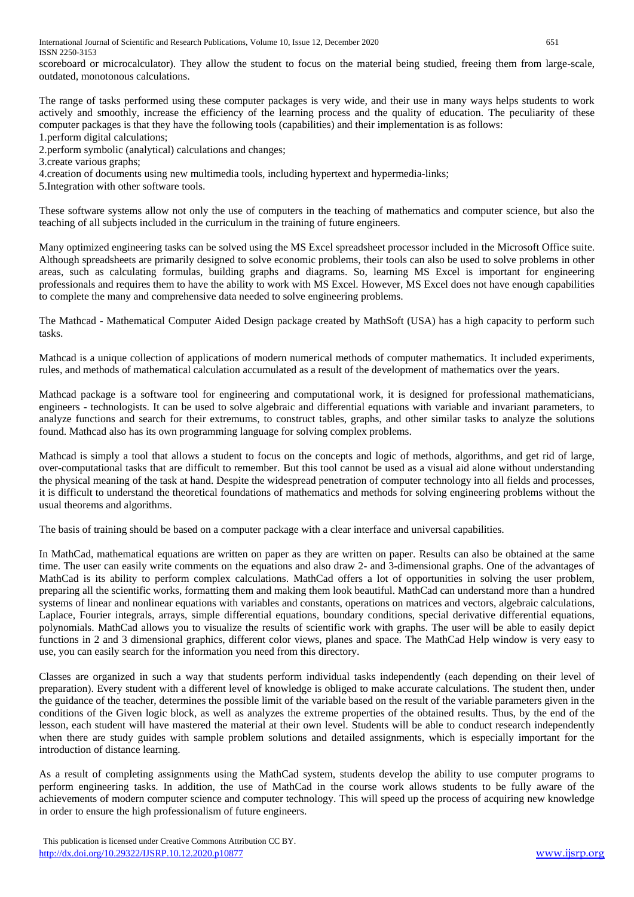scoreboard or microcalculator). They allow the student to focus on the material being studied, freeing them from large-scale, outdated, monotonous calculations.

The range of tasks performed using these computer packages is very wide, and their use in many ways helps students to work actively and smoothly, increase the efficiency of the learning process and the quality of education. The peculiarity of these computer packages is that they have the following tools (capabilities) and their implementation is as follows:

1. perform digital calculations;
2. perform symbolic (analytical) calculations and changes;
3. create various graphs;
4. creation of documents using new multimedia tools, including hypertext and hypermedia-links;
5. Integration with other software tools.

These software systems allow not only the use of computers in the teaching of mathematics and computer science, but also the teaching of all subjects included in the curriculum in the training of future engineers.

Many optimized engineering tasks can be solved using the MS Excel spreadsheet processor included in the Microsoft Office suite. Although spreadsheets are primarily designed to solve economic problems, their tools can also be used to solve problems in other areas, such as calculating formulas, building graphs and diagrams. So, learning MS Excel is important for engineering professionals and requires them to have the ability to work with MS Excel. However, MS Excel does not have enough capabilities to complete the many and comprehensive data needed to solve engineering problems.

The Mathcad - Mathematical Computer Aided Design package created by MathSoft (USA) has a high capacity to perform such tasks.

Mathcad is a unique collection of applications of modern numerical methods of computer mathematics. It included experiments, rules, and methods of mathematical calculation accumulated as a result of the development of mathematics over the years.

Mathcad package is a software tool for engineering and computational work, it is designed for professional mathematicians, engineers - technologists. It can be used to solve algebraic and differential equations with variable and invariant parameters, to analyze functions and search for their extremums, to construct tables, graphs, and other similar tasks to analyze the solutions found. Mathcad also has its own programming language for solving complex problems.

Mathcad is simply a tool that allows a student to focus on the concepts and logic of methods, algorithms, and get rid of large, over-computational tasks that are difficult to remember. But this tool cannot be used as a visual aid alone without understanding the physical meaning of the task at hand. Despite the widespread penetration of computer technology into all fields and processes, it is difficult to understand the theoretical foundations of mathematics and methods for solving engineering problems without the usual theorems and algorithms.

The basis of training should be based on a computer package with a clear interface and universal capabilities.

In MathCad, mathematical equations are written on paper as they are written on paper. Results can also be obtained at the same time. The user can easily write comments on the equations and also draw 2- and 3-dimensional graphs. One of the advantages of MathCad is its ability to perform complex calculations. MathCad offers a lot of opportunities in solving the user problem, preparing all the scientific works, formatting them and making them look beautiful. MathCad can understand more than a hundred systems of linear and nonlinear equations with variables and constants, operations on matrices and vectors, algebraic calculations, Laplace, Fourier integrals, arrays, simple differential equations, boundary conditions, special derivative differential equations, polynomials. MathCad allows you to visualize the results of scientific work with graphs. The user will be able to easily depict functions in 2 and 3 dimensional graphics, different color views, planes and space. The MathCad Help window is very easy to use, you can easily search for the information you need from this directory.

Classes are organized in such a way that students perform individual tasks independently (each depending on their level of preparation). Every student with a different level of knowledge is obliged to make accurate calculations. The student then, under the guidance of the teacher, determines the possible limit of the variable based on the result of the variable parameters given in the conditions of the Given logic block, as well as analyzes the extreme properties of the obtained results. Thus, by the end of the lesson, each student will have mastered the material at their own level. Students will be able to conduct research independently when there are study guides with sample problem solutions and detailed assignments, which is especially important for the introduction of distance learning.

As a result of completing assignments using the MathCad system, students develop the ability to use computer programs to perform engineering tasks. In addition, the use of MathCad in the course work allows students to be fully aware of the achievements of modern computer science and computer technology. This will speed up the process of acquiring new knowledge in order to ensure the high professionalism of future engineers.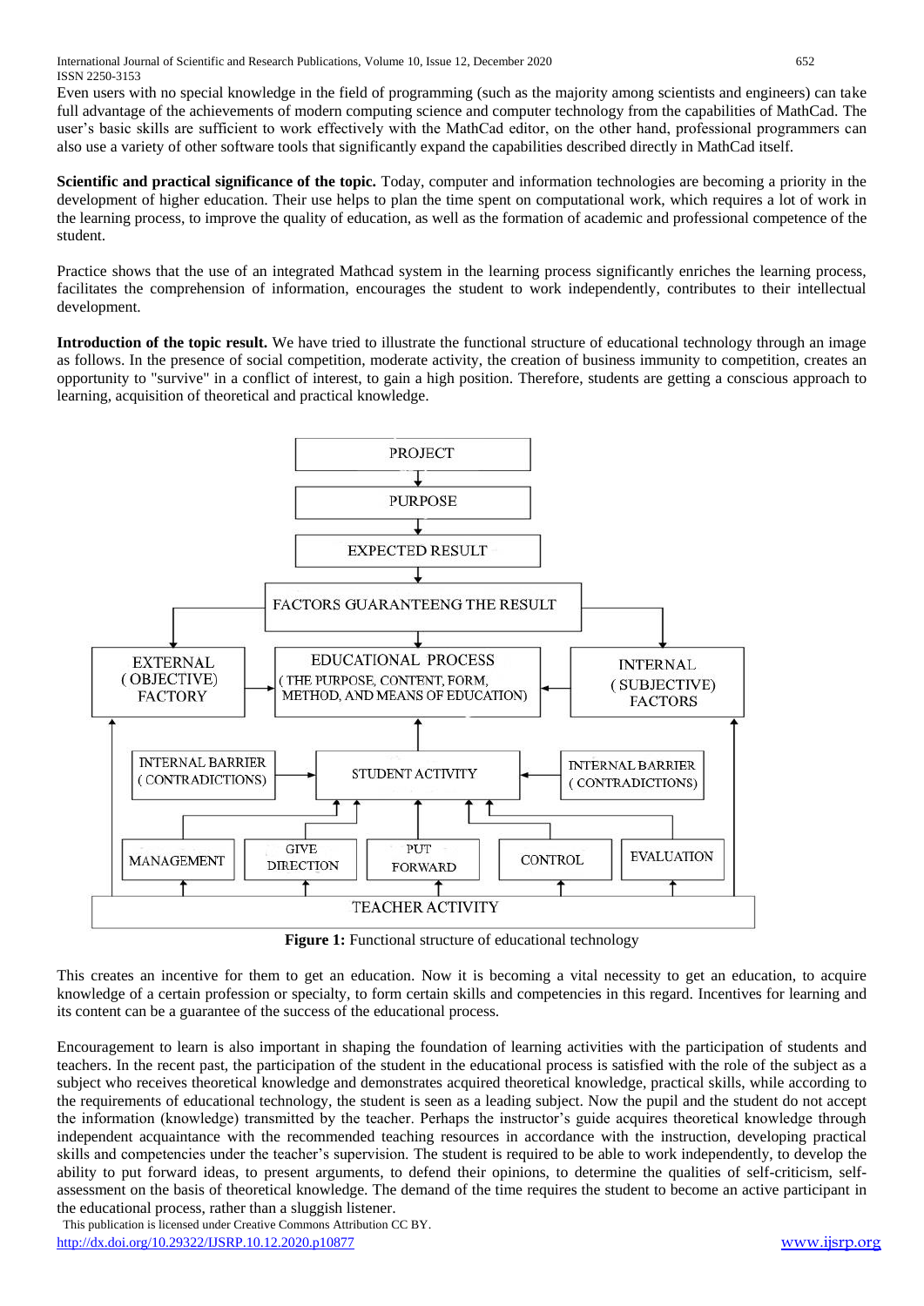Even users with no special knowledge in the field of programming (such as the majority among scientists and engineers) can take full advantage of the achievements of modern computing science and computer technology from the capabilities of MathCad. The user's basic skills are sufficient to work effectively with the MathCad editor, on the other hand, professional programmers can also use a variety of other software tools that significantly expand the capabilities described directly in MathCad itself.

**Scientific and practical significance of the topic.** Today, computer and information technologies are becoming a priority in the development of higher education. Their use helps to plan the time spent on computational work, which requires a lot of work in the learning process, to improve the quality of education, as well as the formation of academic and professional competence of the student.

Practice shows that the use of an integrated Mathcad system in the learning process significantly enriches the learning process, facilitates the comprehension of information, encourages the student to work independently, contributes to their intellectual development.

**Introduction of the topic result.** We have tried to illustrate the functional structure of educational technology through an image as follows. In the presence of social competition, moderate activity, the creation of business immunity to competition, creates an opportunity to "survive" in a conflict of interest, to gain a high position. Therefore, students are getting a conscious approach to learning, acquisition of theoretical and practical knowledge.

PROJECT → PURPOSE → EXPECTED RESULT → FACTORS GUARANTEENG THE RESULT

EXTERNAL (OBJECTIVE) FACTORY → EDUCATIONAL PROCESS (THE PURPOSE, CONTENT, FORM, METHOD, AND MEANS OF EDUCATION) ← INTERNAL (SUBJECTIVE) FACTORS

INTERNAL BARRIER (CONTRADICTIONS) → STUDENT ACTIVITY ← INTERNAL BARRIER (CONTRADICTIONS)

MANAGEMENT | GIVE DIRECTION | PUT FORWARD | CONTROL | EVALUATION

TEACHER ACTIVITY

**Figure 1:** Functional structure of educational technology

This creates an incentive for them to get an education. Now it is becoming a vital necessity to get an education, to acquire knowledge of a certain profession or specialty, to form certain skills and competencies in this regard. Incentives for learning and its content can be a guarantee of the success of the educational process.

Encouragement to learn is also important in shaping the foundation of learning activities with the participation of students and teachers. In the recent past, the participation of the student in the educational process is satisfied with the role of the subject as a subject who receives theoretical knowledge and demonstrates acquired theoretical knowledge, practical skills, while according to the requirements of educational technology, the student is seen as a leading subject. Now the pupil and the student do not accept the information (knowledge) transmitted by the teacher. Perhaps the instructor's guide acquires theoretical knowledge through independent acquaintance with the recommended teaching resources in accordance with the instruction, developing practical skills and competencies under the teacher's supervision. The student is required to be able to work independently, to develop the ability to put forward ideas, to present arguments, to defend their opinions, to determine the qualities of self-criticism, self-assessment on the basis of theoretical knowledge. The demand of the time requires the student to become an active participant in the educational process, rather than a sluggish listener.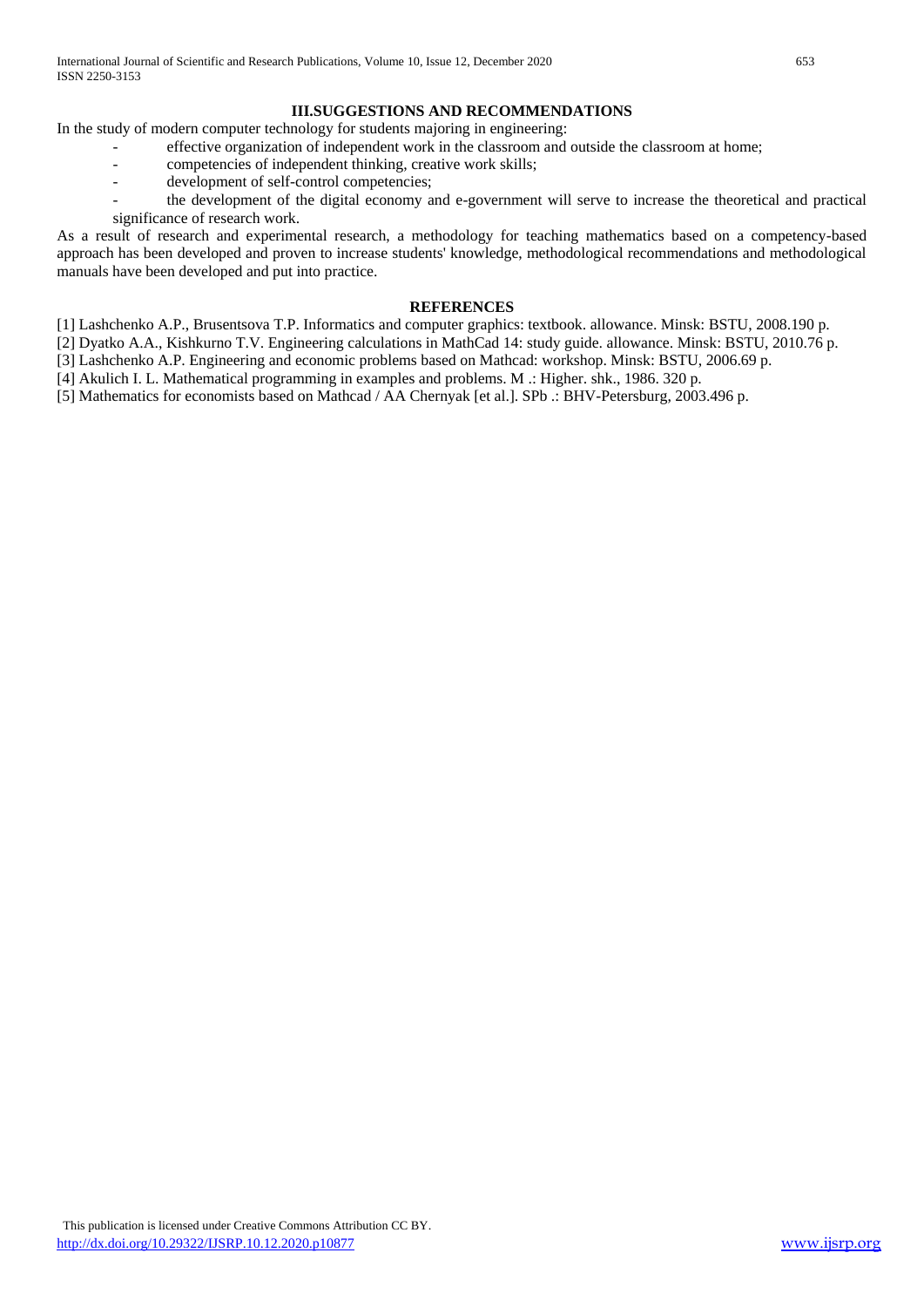## III.SUGGESTIONS AND RECOMMENDATIONS

In the study of modern computer technology for students majoring in engineering:

- effective organization of independent work in the classroom and outside the classroom at home;
- competencies of independent thinking, creative work skills;
- development of self-control competencies;
- the development of the digital economy and e-government will serve to increase the theoretical and practical significance of research work.

As a result of research and experimental research, a methodology for teaching mathematics based on a competency-based approach has been developed and proven to increase students' knowledge, methodological recommendations and methodological manuals have been developed and put into practice.

## REFERENCES

[1] Lashchenko A.P., Brusentsova T.P. Informatics and computer graphics: textbook. allowance. Minsk: BSTU, 2008.190 p.

[2] Dyatko A.A., Kishkurno T.V. Engineering calculations in MathCad 14: study guide. allowance. Minsk: BSTU, 2010.76 p.

[3] Lashchenko A.P. Engineering and economic problems based on Mathcad: workshop. Minsk: BSTU, 2006.69 p.

[4] Akulich I. L. Mathematical programming in examples and problems. M .: Higher. shk., 1986. 320 p.

[5] Mathematics for economists based on Mathcad / AA Chernyak [et al.]. SPb .: BHV-Petersburg, 2003.496 p.